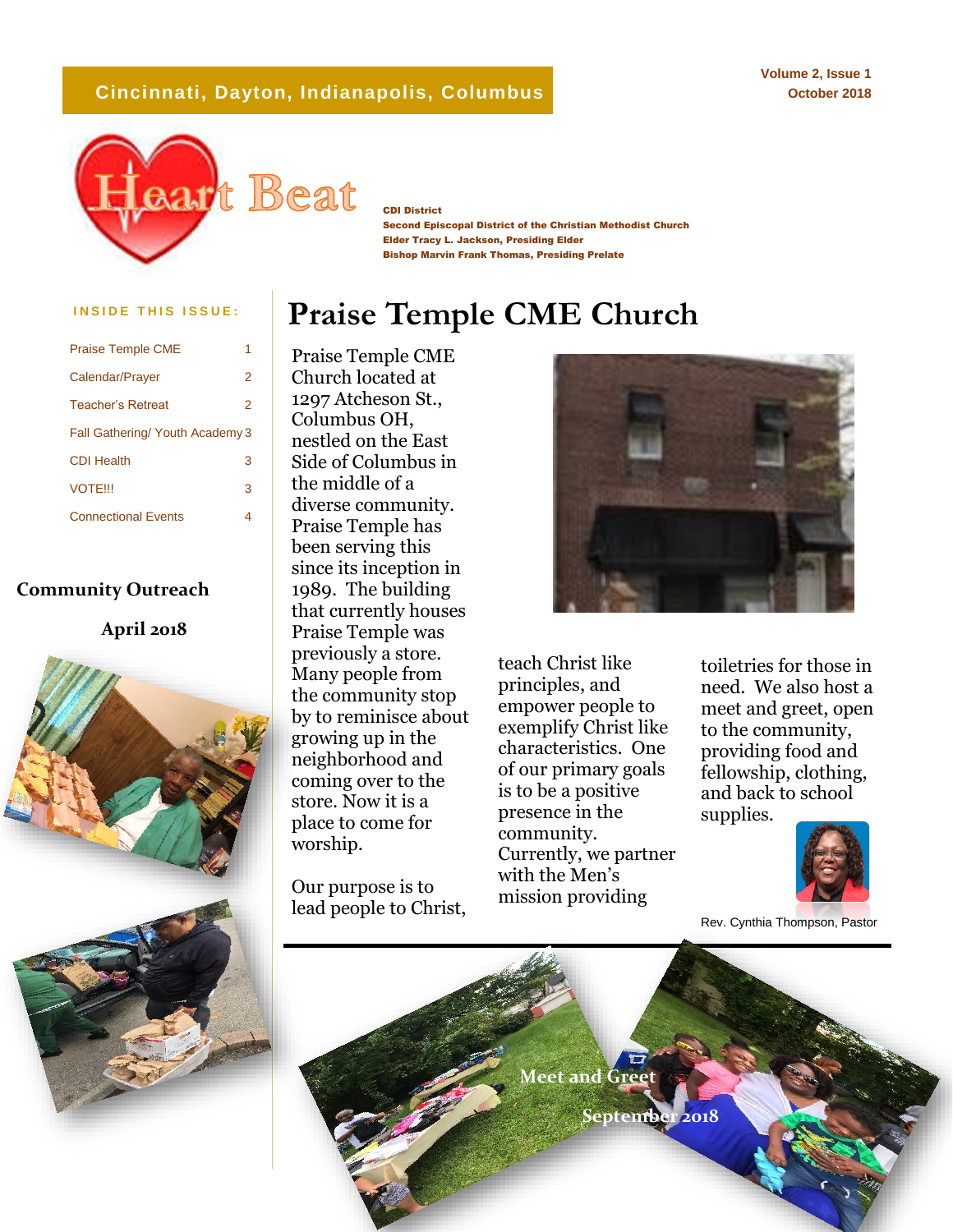Cincinnati, Dayton, Indianapolis, Columbus

Volume 2, Issue 1
October 2018

# Heart Beat

**CDI District**
**Second Episcopal District of the Christian Methodist Church**
**Elder Tracy L. Jackson, Presiding Elder**
**Bishop Marvin Frank Thomas, Presiding Prelate**

**INSIDE THIS ISSUE:**

| | |
|---|---|
| Praise Temple CME | 1 |
| Calendar/Prayer | 2 |
| Teacher's Retreat | 2 |
| Fall Gathering/ Youth Academy | 3 |
| CDI Health | 3 |
| VOTE!!! | 3 |
| Connectional Events | 4 |

**Community Outreach**

**April 2018**

## Praise Temple CME Church

Praise Temple CME Church located at 1297 Atcheson St., Columbus OH, nestled on the East Side of Columbus in the middle of a diverse community. Praise Temple has been serving this since its inception in 1989. The building that currently houses Praise Temple was previously a store. Many people from the community stop by to reminisce about growing up in the neighborhood and coming over to the store. Now it is a place to come for worship.

Our purpose is to lead people to Christ, teach Christ like principles, and empower people to exemplify Christ like characteristics. One of our primary goals is to be a positive presence in the community. Currently, we partner with the Men's mission providing toiletries for those in need. We also host a meet and greet, open to the community, providing food and fellowship, clothing, and back to school supplies.

Rev. Cynthia Thompson, Pastor

Meet and Greet

September 2018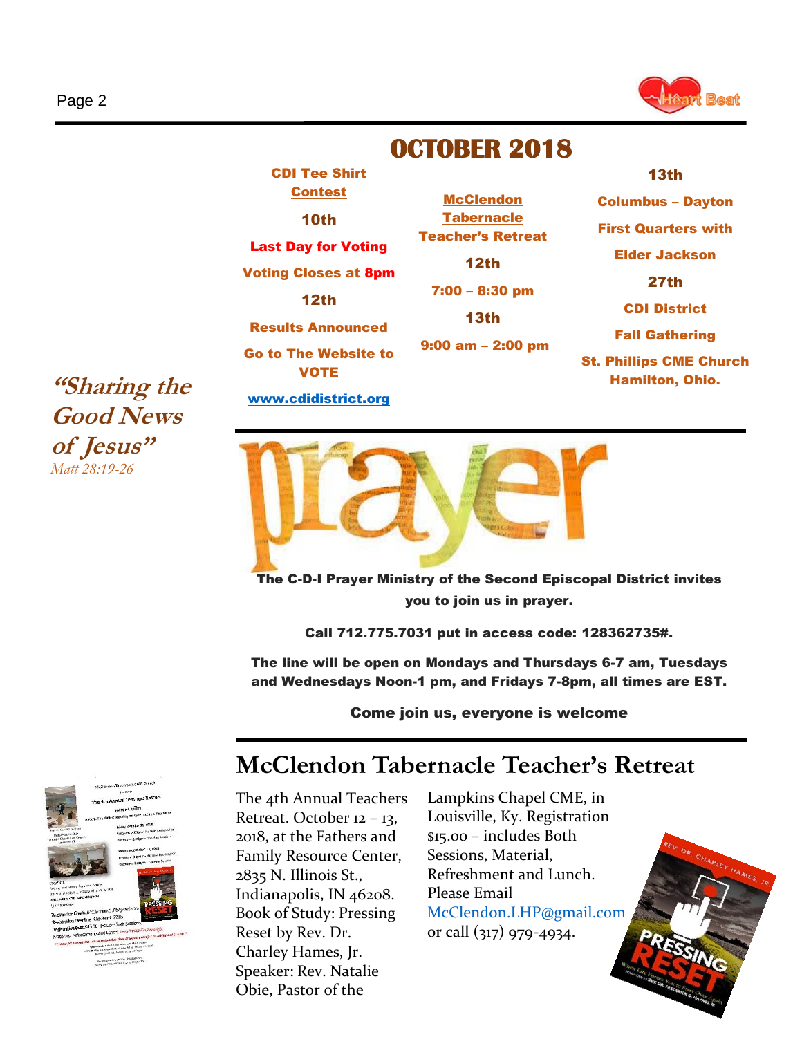# OCTOBER 2018

**CDI Tee Shirt Contest**

**10th**

**Last Day for Voting**

**Voting Closes at 8pm**

**12th**

**Results Announced**

**Go to The Website to VOTE**

**www.cdidistrict.org**

**McClendon Tabernacle Teacher's Retreat**

**12th**

**7:00 – 8:30 pm**

**13th**

**9:00 am – 2:00 pm**

**13th**

**Columbus – Dayton First Quarters with Elder Jackson**

**27th**

**CDI District Fall Gathering**

**St. Phillips CME Church Hamilton, Ohio.**

**"Sharing the Good News of Jesus"**
*Matt 28:19-26*

**The C-D-I Prayer Ministry of the Second Episcopal District invites you to join us in prayer.**

**Call 712.775.7031 put in access code: 128362735#.**

**The line will be open on Mondays and Thursdays 6-7 am, Tuesdays and Wednesdays Noon-1 pm, and Fridays 7-8pm, all times are EST.**

**Come join us, everyone is welcome**

## McClendon Tabernacle Teacher's Retreat

The 4th Annual Teachers Retreat. October 12 – 13, 2018, at the Fathers and Family Resource Center, 2835 N. Illinois St., Indianapolis, IN 46208. Book of Study: Pressing Reset by Rev. Dr. Charley Hames, Jr. Speaker: Rev. Natalie Obie, Pastor of the Lampkins Chapel CME, in Louisville, Ky. Registration $15.00 – includes Both Sessions, Material, Refreshment and Lunch. Please Email McClendon.LHP@gmail.com or call (317) 979-4934.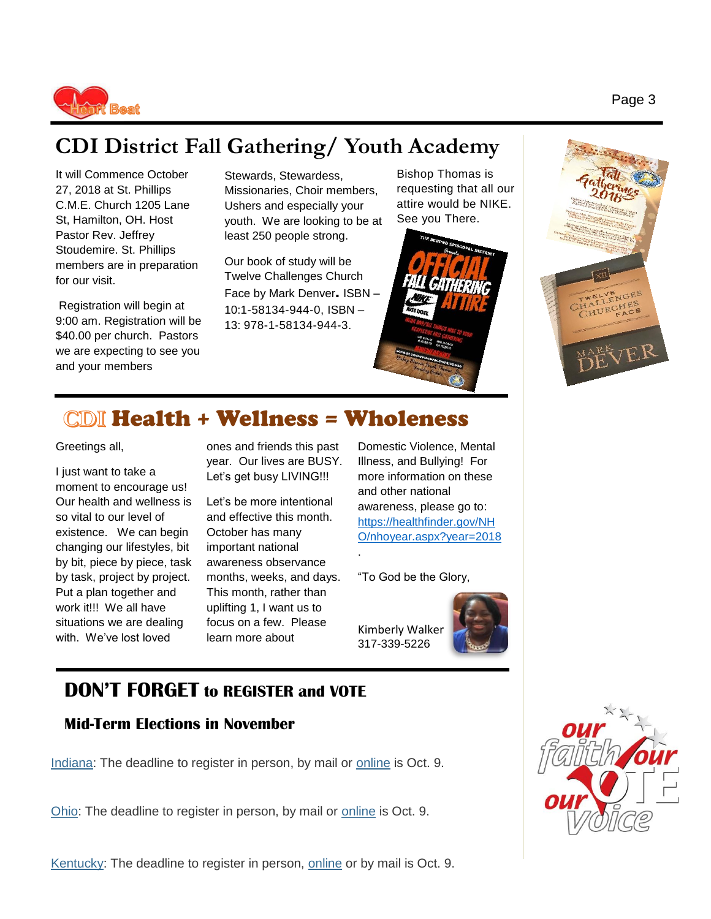# CDI District Fall Gathering/ Youth Academy

It will Commence October 27, 2018 at St. Phillips C.M.E. Church 1205 Lane St, Hamilton, OH. Host Pastor Rev. Jeffrey Stoudemire. St. Phillips members are in preparation for our visit.

Registration will begin at 9:00 am. Registration will be $40.00 per church. Pastors we are expecting to see you and your members Stewards, Stewardess, Missionaries, Choir members, Ushers and especially your youth. We are looking to be at least 250 people strong.

Our book of study will be Twelve Challenges Church Face by Mark Denver. ISBN – 10:1-58134-944-0, ISBN – 13: 978-1-58134-944-3.

Bishop Thomas is requesting that all our attire would be NIKE. See you There.

# CDI Health + Wellness = Wholeness

Greetings all,

I just want to take a moment to encourage us! Our health and wellness is so vital to our level of existence. We can begin changing our lifestyles, bit by bit, piece by piece, task by task, project by project. Put a plan together and work it!!! We all have situations we are dealing with. We've lost loved ones and friends this past year. Our lives are BUSY. Let's get busy LIVING!!!

Let's be more intentional and effective this month. October has many important national awareness observance months, weeks, and days. This month, rather than uplifting 1, I want us to focus on a few. Please learn more about Domestic Violence, Mental Illness, and Bullying! For more information on these and other national awareness, please go to: https://healthfinder.gov/NHO/nhoyear.aspx?year=2018.

"To God be the Glory,

Kimberly Walker
317-339-5226

## DON'T FORGET to REGISTER and VOTE

### Mid-Term Elections in November

Indiana: The deadline to register in person, by mail or online is Oct. 9.

Ohio: The deadline to register in person, by mail or online is Oct. 9.

Kentucky: The deadline to register in person, online or by mail is Oct. 9.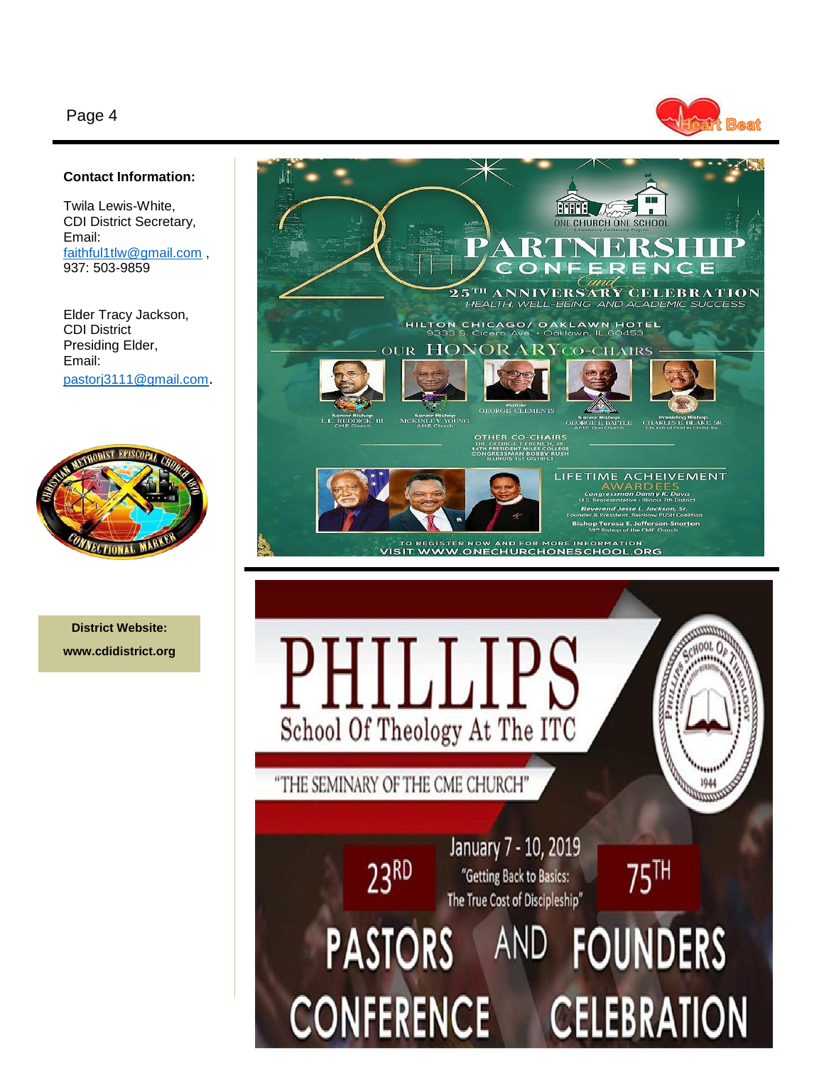**Contact Information:**

Twila Lewis-White,
CDI District Secretary,
Email:
faithful1tlw@gmail.com ,
937: 503-9859

Elder Tracy Jackson,
CDI District
Presiding Elder,
Email:
pastorj3111@gmail.com.

**District Website:**
**www.cdidistrict.org**

ONE CHURCH ONE SCHOOL
A Community Partnership Program

20TH PARTNERSHIP CONFERENCE

and

25TH ANNIVERSARY CELEBRATION

HEALTH, WELL-BEING AND ACADEMIC SUCCESS

HILTON CHICAGO/ OAKLAWN HOTEL
9333 S. Cicero Ave. • Oaklawn, IL 60453

OUR HONORARY CO-CHAIRS

Senior Bishop L.L. REDDICK, III, CME Church
Senior Bishop McKINLEY YOUNG, AME Church
Father GEORGE CLEMENTS
Senior Bishop GEORGE E. BATTLE, AME Zion Church
Presiding Bishop CHARLES E. BLAKE, SR., Church of God in Christ, Inc.

OTHER CO-CHAIRS
DR. GEORGE T. FRENCH, JR., 8TH PRESIDENT MILES COLLEGE
CONGRESSMAN BOBBY RUSH, ILLINOIS 1ST DISTRICT

LIFETIME ACHEIVEMENT AWARDEES
Congressman Danny K. Davis, U.S. Representative - Illinois 7th District
Reverend Jesse L. Jackson, Sr., Founder & President, Rainbow PUSH Coalition
Bishop Teresa E. Jefferson-Snorton, 59th Bishop of the CME Church

TO REGISTER NOW AND FOR MORE INFORMATION
VISIT WWW.ONECHURCHONESCHOOL.ORG

PHILLIPS
School Of Theology At The ITC

"THE SEMINARY OF THE CME CHURCH"

January 7 - 10, 2019
"Getting Back to Basics: The True Cost of Discipleship"

23RD PASTORS CONFERENCE AND 75TH FOUNDERS CELEBRATION